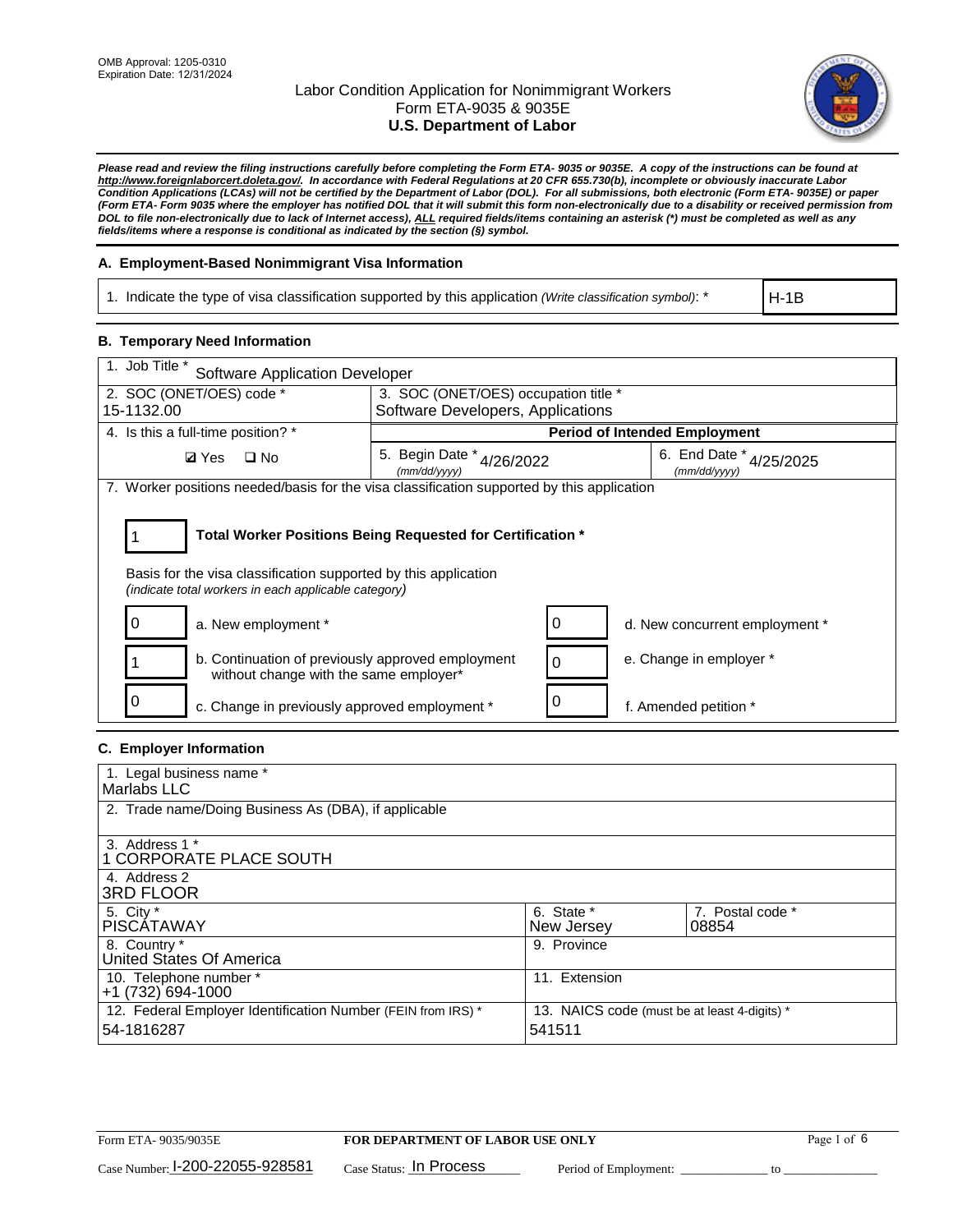OMB Approval: 1205-0310
Expiration Date: 12/31/2024

# Labor Condition Application for Nonimmigrant Workers
## Form ETA-9035 & 9035E
## U.S. Department of Labor

***Please read and review the filing instructions carefully before completing the Form ETA- 9035 or 9035E. A copy of the instructions can be found at http://www.foreignlaborcert.doleta.gov/. In accordance with Federal Regulations at 20 CFR 655.730(b), incomplete or obviously inaccurate Labor Condition Applications (LCAs) will not be certified by the Department of Labor (DOL). For all submissions, both electronic (Form ETA- 9035E) or paper (Form ETA- Form 9035 where the employer has notified DOL that it will submit this form non-electronically due to a disability or received permission from DOL to file non-electronically due to lack of Internet access), ALL required fields/items containing an asterisk (*) must be completed as well as any fields/items where a response is conditional as indicated by the section (§) symbol.***

### A. Employment-Based Nonimmigrant Visa Information

| 1. Indicate the type of visa classification supported by this application *(Write classification symbol)*: * | H-1B |
|---|---|

### B. Temporary Need Information

| 1. Job Title * Software Application Developer | | |
|---|---|---|
| 2. SOC (ONET/OES) code * 15-1132.00 | 3. SOC (ONET/OES) occupation title * Software Developers, Applications | |
| 4. Is this a full-time position? * | Period of Intended Employment | |
| ☑ Yes ☐ No | 5. Begin Date * (mm/dd/yyyy) 4/26/2022 | 6. End Date * (mm/dd/yyyy) 4/25/2025 |

7. Worker positions needed/basis for the visa classification supported by this application

**1** — **Total Worker Positions Being Requested for Certification ***

Basis for the visa classification supported by this application
*(indicate total workers in each applicable category)*

| | | | |
|---|---|---|---|
| 0 | a. New employment * | 0 | d. New concurrent employment * |
| 1 | b. Continuation of previously approved employment without change with the same employer* | 0 | e. Change in employer * |
| 0 | c. Change in previously approved employment * | 0 | f. Amended petition * |

### C. Employer Information

| | | |
|---|---|---|
| 1. Legal business name * Marlabs LLC | | |
| 2. Trade name/Doing Business As (DBA), if applicable | | |
| 3. Address 1 * 1 CORPORATE PLACE SOUTH | | |
| 4. Address 2 3RD FLOOR | | |
| 5. City * PISCATAWAY | 6. State * New Jersey | 7. Postal code * 08854 |
| 8. Country * United States Of America | 9. Province | |
| 10. Telephone number * +1 (732) 694-1000 | 11. Extension | |
| 12. Federal Employer Identification Number (FEIN from IRS) * 54-1816287 | 13. NAICS code (must be at least 4-digits) * 541511 | |

Form ETA- 9035/9035E — FOR DEPARTMENT OF LABOR USE ONLY

Case Number: I-200-22055-928581 Case Status: In Process Period of Employment: ______________ to ______________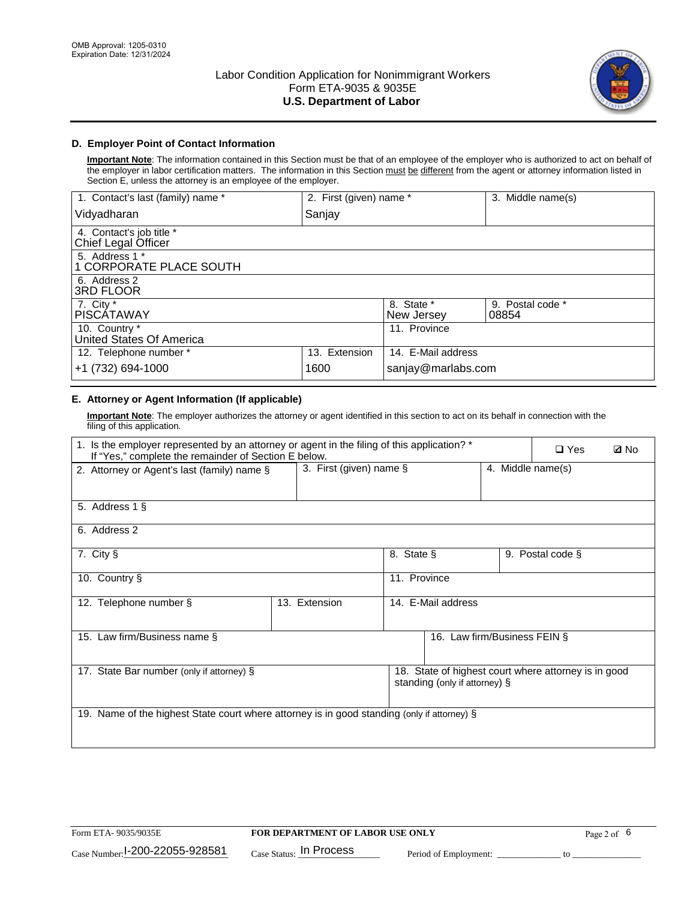OMB Approval: 1205-0310
Expiration Date: 12/31/2024

# Labor Condition Application for Nonimmigrant Workers
## Form ETA-9035 & 9035E
## U.S. Department of Labor

### D. Employer Point of Contact Information

**Important Note**: The information contained in this Section must be that of an employee of the employer who is authorized to act on behalf of the employer in labor certification matters. The information in this Section must be different from the agent or attorney information listed in Section E, unless the attorney is an employee of the employer.

| 1. Contact's last (family) name * | 2. First (given) name * | 3. Middle name(s) |
|---|---|---|
| Vidyadharan | Sanjay | |
| 4. Contact's job title * Chief Legal Officer | | |
| 5. Address 1 * 1 CORPORATE PLACE SOUTH | | |
| 6. Address 2 3RD FLOOR | | |
| 7. City * PISCATAWAY | 8. State * New Jersey | 9. Postal code * 08854 |
| 10. Country * United States Of America | 11. Province | |
| 12. Telephone number * +1 (732) 694-1000 | 13. Extension 1600 | 14. E-Mail address sanjay@marlabs.com |

### E. Attorney or Agent Information (If applicable)

**Important Note**: The employer authorizes the attorney or agent identified in this section to act on its behalf in connection with the filing of this application.

| 1. Is the employer represented by an attorney or agent in the filing of this application? * If "Yes," complete the remainder of Section E below. | ❑ Yes | ☑ No |
|---|---|---|
| 2. Attorney or Agent's last (family) name § | 3. First (given) name § | 4. Middle name(s) |
| 5. Address 1 § | | |
| 6. Address 2 | | |
| 7. City § | 8. State § | 9. Postal code § |
| 10. Country § | 11. Province | |
| 12. Telephone number § | 13. Extension | 14. E-Mail address |
| 15. Law firm/Business name § | 16. Law firm/Business FEIN § | |
| 17. State Bar number (only if attorney) § | 18. State of highest court where attorney is in good standing (only if attorney) § | |
| 19. Name of the highest State court where attorney is in good standing (only if attorney) § | | |

Form ETA- 9035/9035E | FOR DEPARTMENT OF LABOR USE ONLY

Case Number: I-200-22055-928581 Case Status: In Process Period of Employment: _____________ to _____________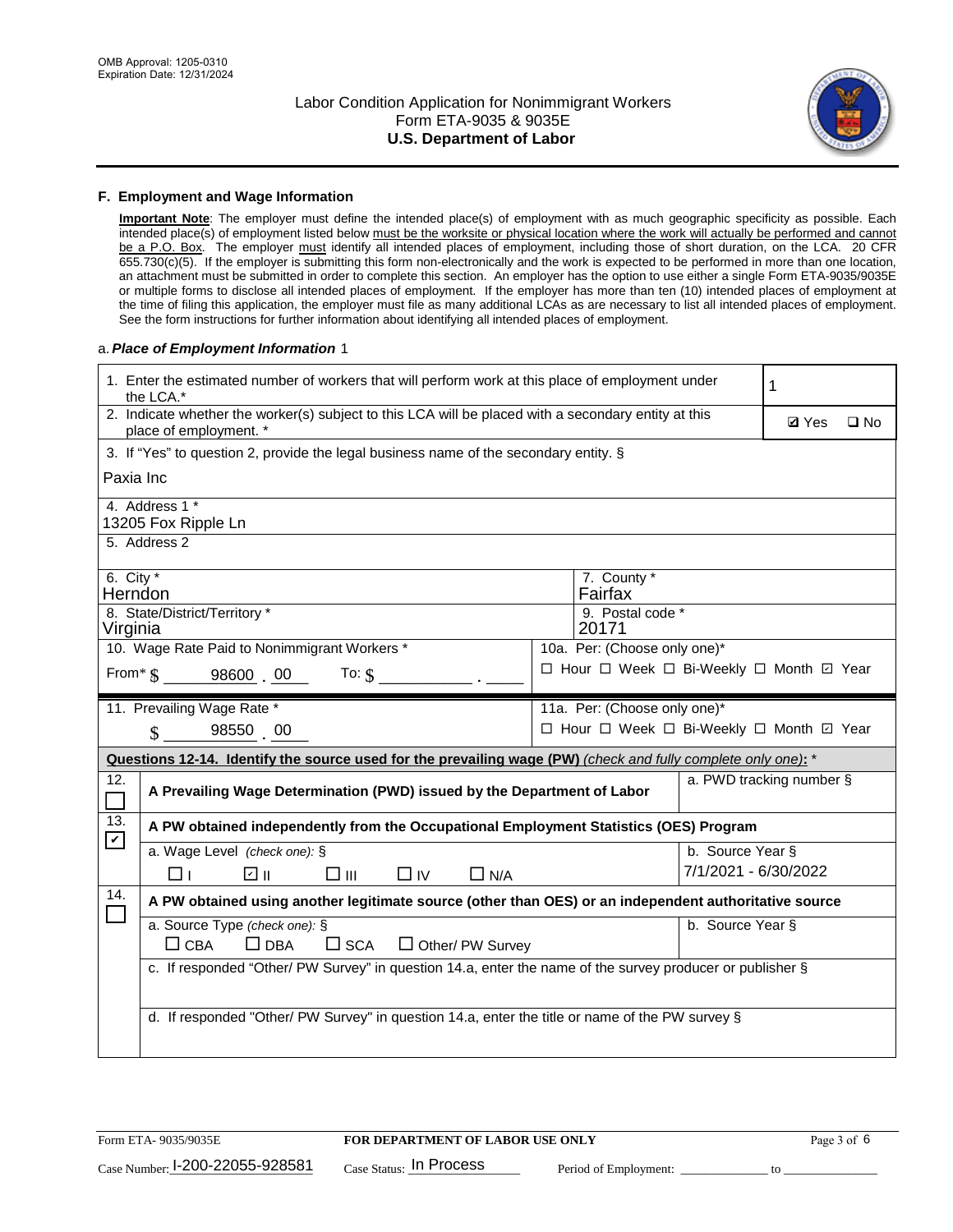OMB Approval: 1205-0310
Expiration Date: 12/31/2024

# Labor Condition Application for Nonimmigrant Workers
## Form ETA-9035 & 9035E
## U.S. Department of Labor

### F. Employment and Wage Information

**Important Note**: The employer must define the intended place(s) of employment with as much geographic specificity as possible. Each intended place(s) of employment listed below must be the worksite or physical location where the work will actually be performed and cannot be a P.O. Box. The employer must identify all intended places of employment, including those of short duration, on the LCA. 20 CFR 655.730(c)(5). If the employer is submitting this form non-electronically and the work is expected to be performed in more than one location, an attachment must be submitted in order to complete this section. An employer has the option to use either a single Form ETA-9035/9035E or multiple forms to disclose all intended places of employment. If the employer has more than ten (10) intended places of employment at the time of filing this application, the employer must file as many additional LCAs as are necessary to list all intended places of employment. See the form instructions for further information about identifying all intended places of employment.

a. ***Place of Employment Information*** 1

| | |
|---|---|
| 1. Enter the estimated number of workers that will perform work at this place of employment under the LCA.* | 1 |
| 2. Indicate whether the worker(s) subject to this LCA will be placed with a secondary entity at this place of employment. * | ☑ Yes ☐ No |
| 3. If "Yes" to question 2, provide the legal business name of the secondary entity. § Paxia Inc | |
| 4. Address 1 * 13205 Fox Ripple Ln | |
| 5. Address 2 | |
| 6. City * Herndon | 7. County * Fairfax |
| 8. State/District/Territory * Virginia | 9. Postal code * 20171 |
| 10. Wage Rate Paid to Nonimmigrant Workers * From* $ 98600 . 00 To: $ ______ . ____ | 10a. Per: (Choose only one)* ☐ Hour ☐ Week ☐ Bi-Weekly ☐ Month ☑ Year |
| 11. Prevailing Wage Rate * $ 98550 . 00 | 11a. Per: (Choose only one)* ☐ Hour ☐ Week ☐ Bi-Weekly ☐ Month ☑ Year |

**Questions 12-14. Identify the source used for the prevailing wage (PW)** *(check and fully complete only one)*: *

| | | |
|---|---|---|
| 12. ☐ | **A Prevailing Wage Determination (PWD) issued by the Department of Labor** | a. PWD tracking number § |
| 13. ☑ | **A PW obtained independently from the Occupational Employment Statistics (OES) Program** | |
| | a. Wage Level *(check one)*: § ☐ I ☑ II ☐ III ☐ IV ☐ N/A | b. Source Year § 7/1/2021 - 6/30/2022 |
| 14. ☐ | **A PW obtained using another legitimate source (other than OES) or an independent authoritative source** | |
| | a. Source Type *(check one)*: § ☐ CBA ☐ DBA ☐ SCA ☐ Other/ PW Survey | b. Source Year § |
| | c. If responded "Other/ PW Survey" in question 14.a, enter the name of the survey producer or publisher § | |
| | d. If responded "Other/ PW Survey" in question 14.a, enter the title or name of the PW survey § | |

Form ETA- 9035/9035E | **FOR DEPARTMENT OF LABOR USE ONLY**

Case Number: I-200-22055-928581 Case Status: In Process Period of Employment: ____________ to ____________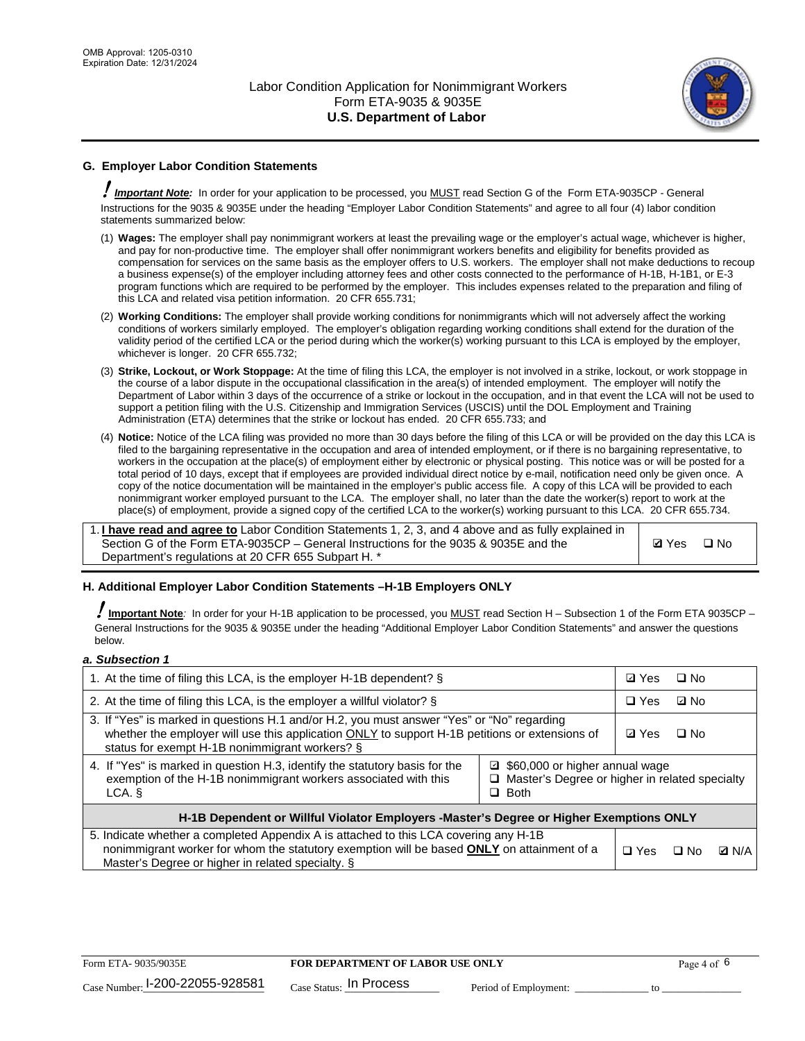## G. Employer Labor Condition Statements

! ***Important Note:*** In order for your application to be processed, you MUST read Section G of the Form ETA-9035CP - General Instructions for the 9035 & 9035E under the heading "Employer Labor Condition Statements" and agree to all four (4) labor condition statements summarized below:

(1) **Wages:** The employer shall pay nonimmigrant workers at least the prevailing wage or the employer's actual wage, whichever is higher, and pay for non-productive time. The employer shall offer nonimmigrant workers benefits and eligibility for benefits provided as compensation for services on the same basis as the employer offers to U.S. workers. The employer shall not make deductions to recoup a business expense(s) of the employer including attorney fees and other costs connected to the performance of H-1B, H-1B1, or E-3 program functions which are required to be performed by the employer. This includes expenses related to the preparation and filing of this LCA and related visa petition information. 20 CFR 655.731;

(2) **Working Conditions:** The employer shall provide working conditions for nonimmigrants which will not adversely affect the working conditions of workers similarly employed. The employer's obligation regarding working conditions shall extend for the duration of the validity period of the certified LCA or the period during which the worker(s) working pursuant to this LCA is employed by the employer, whichever is longer. 20 CFR 655.732;

(3) **Strike, Lockout, or Work Stoppage:** At the time of filing this LCA, the employer is not involved in a strike, lockout, or work stoppage in the course of a labor dispute in the occupational classification in the area(s) of intended employment. The employer will notify the Department of Labor within 3 days of the occurrence of a strike or lockout in the occupation, and in that event the LCA will not be used to support a petition filing with the U.S. Citizenship and Immigration Services (USCIS) until the DOL Employment and Training Administration (ETA) determines that the strike or lockout has ended. 20 CFR 655.733; and

(4) **Notice:** Notice of the LCA filing was provided no more than 30 days before the filing of this LCA or will be provided on the day this LCA is filed to the bargaining representative in the occupation and area of intended employment, or if there is no bargaining representative, to workers in the occupation at the place(s) of employment either by electronic or physical posting. This notice was or will be posted for a total period of 10 days, except that if employees are provided individual direct notice by e-mail, notification need only be given once. A copy of the notice documentation will be maintained in the employer's public access file. A copy of this LCA will be provided to each nonimmigrant worker employed pursuant to the LCA. The employer shall, no later than the date the worker(s) report to work at the place(s) of employment, provide a signed copy of the certified LCA to the worker(s) working pursuant to this LCA. 20 CFR 655.734.

| 1. **I have read and agree to** Labor Condition Statements 1, 2, 3, and 4 above and as fully explained in Section G of the Form ETA-9035CP – General Instructions for the 9035 & 9035E and the Department's regulations at 20 CFR 655 Subpart H. * | ☑ Yes ☐ No |
|---|---|

## H. Additional Employer Labor Condition Statements –H-1B Employers ONLY

! **Important Note**: In order for your H-1B application to be processed, you MUST read Section H – Subsection 1 of the Form ETA 9035CP – General Instructions for the 9035 & 9035E under the heading "Additional Employer Labor Condition Statements" and answer the questions below.

*a. Subsection 1*

| | | |
|---|---|---|
| 1. At the time of filing this LCA, is the employer H-1B dependent? § | | ☑ Yes ☐ No |
| 2. At the time of filing this LCA, is the employer a willful violator? § | | ☐ Yes ☑ No |
| 3. If "Yes" is marked in questions H.1 and/or H.2, you must answer "Yes" or "No" regarding whether the employer will use this application ONLY to support H-1B petitions or extensions of status for exempt H-1B nonimmigrant workers? § | | ☑ Yes ☐ No |
| 4. If "Yes" is marked in question H.3, identify the statutory basis for the exemption of the H-1B nonimmigrant workers associated with this LCA. § | ☑ $60,000 or higher annual wage<br>☐ Master's Degree or higher in related specialty<br>☐ Both | |
| **H-1B Dependent or Willful Violator Employers -Master's Degree or Higher Exemptions ONLY** | | |
| 5. Indicate whether a completed Appendix A is attached to this LCA covering any H-1B nonimmigrant worker for whom the statutory exemption will be based **ONLY** on attainment of a Master's Degree or higher in related specialty. § | | ☐ Yes ☐ No ☑ N/A |

Form ETA- 9035/9035E | **FOR DEPARTMENT OF LABOR USE ONLY** | Case Number: I-200-22055-928581 | Case Status: In Process | Period of Employment: _____________ to _____________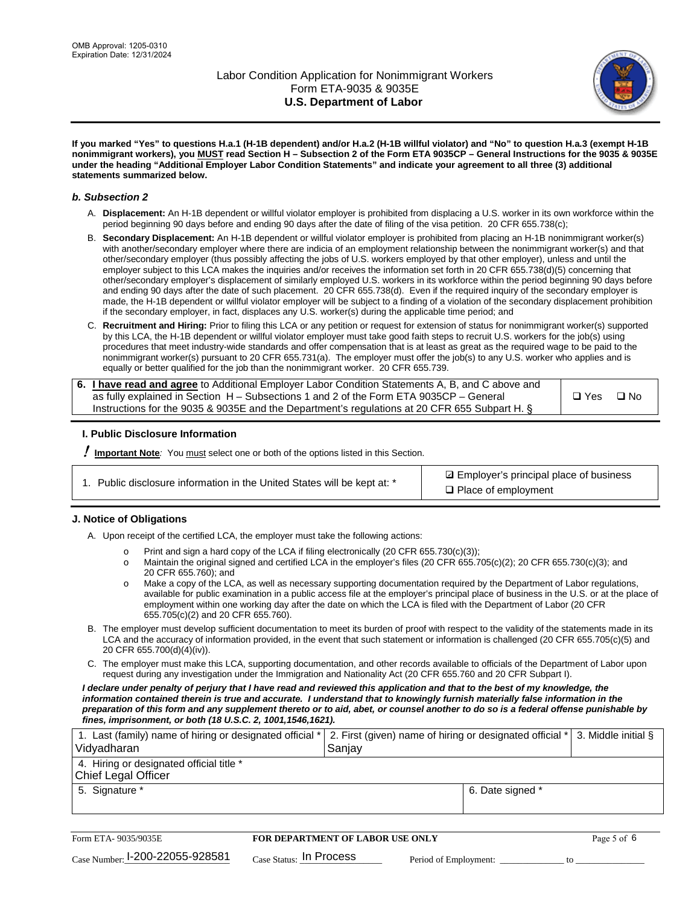If you marked "Yes" to questions H.a.1 (H-1B dependent) and/or H.a.2 (H-1B willful violator) and "No" to question H.a.3 (exempt H-1B nonimmigrant workers), you MUST read Section H – Subsection 2 of the Form ETA 9035CP – General Instructions for the 9035 & 9035E under the heading "Additional Employer Labor Condition Statements" and indicate your agreement to all three (3) additional statements summarized below.

### *b. Subsection 2*

A. **Displacement:** An H-1B dependent or willful violator employer is prohibited from displacing a U.S. worker in its own workforce within the period beginning 90 days before and ending 90 days after the date of filing of the visa petition. 20 CFR 655.738(c);

B. **Secondary Displacement:** An H-1B dependent or willful violator employer is prohibited from placing an H-1B nonimmigrant worker(s) with another/secondary employer where there are indicia of an employment relationship between the nonimmigrant worker(s) and that other/secondary employer (thus possibly affecting the jobs of U.S. workers employed by that other employer), unless and until the employer subject to this LCA makes the inquiries and/or receives the information set forth in 20 CFR 655.738(d)(5) concerning that other/secondary employer's displacement of similarly employed U.S. workers in its workforce within the period beginning 90 days before and ending 90 days after the date of such placement. 20 CFR 655.738(d). Even if the required inquiry of the secondary employer is made, the H-1B dependent or willful violator employer will be subject to a finding of a violation of the secondary displacement prohibition if the secondary employer, in fact, displaces any U.S. worker(s) during the applicable time period; and

C. **Recruitment and Hiring:** Prior to filing this LCA or any petition or request for extension of status for nonimmigrant worker(s) supported by this LCA, the H-1B dependent or willful violator employer must take good faith steps to recruit U.S. workers for the job(s) using procedures that meet industry-wide standards and offer compensation that is at least as great as the required wage to be paid to the nonimmigrant worker(s) pursuant to 20 CFR 655.731(a). The employer must offer the job(s) to any U.S. worker who applies and is equally or better qualified for the job than the nonimmigrant worker. 20 CFR 655.739.

| | |
|---|---|
| 6. **I have read and agree** to Additional Employer Labor Condition Statements A, B, and C above and as fully explained in Section H – Subsections 1 and 2 of the Form ETA 9035CP – General Instructions for the 9035 & 9035E and the Department's regulations at 20 CFR 655 Subpart H. § | ❑ Yes ❑ No |

### I. Public Disclosure Information

**!** **Important Note***:* You must select one or both of the options listed in this Section.

| | |
|---|---|
| 1. Public disclosure information in the United States will be kept at: * | ☑ Employer's principal place of business<br>❑ Place of employment |

### J. Notice of Obligations

A. Upon receipt of the certified LCA, the employer must take the following actions:

- o Print and sign a hard copy of the LCA if filing electronically (20 CFR 655.730(c)(3));
- o Maintain the original signed and certified LCA in the employer's files (20 CFR 655.705(c)(2); 20 CFR 655.730(c)(3); and 20 CFR 655.760); and
- o Make a copy of the LCA, as well as necessary supporting documentation required by the Department of Labor regulations, available for public examination in a public access file at the employer's principal place of business in the U.S. or at the place of employment within one working day after the date on which the LCA is filed with the Department of Labor (20 CFR 655.705(c)(2) and 20 CFR 655.760).

B. The employer must develop sufficient documentation to meet its burden of proof with respect to the validity of the statements made in its LCA and the accuracy of information provided, in the event that such statement or information is challenged (20 CFR 655.705(c)(5) and 20 CFR 655.700(d)(4)(iv)).

C. The employer must make this LCA, supporting documentation, and other records available to officials of the Department of Labor upon request during any investigation under the Immigration and Nationality Act (20 CFR 655.760 and 20 CFR Subpart I).

***I declare under penalty of perjury that I have read and reviewed this application and that to the best of my knowledge, the information contained therein is true and accurate. I understand that to knowingly furnish materially false information in the preparation of this form and any supplement thereto or to aid, abet, or counsel another to do so is a federal offense punishable by fines, imprisonment, or both (18 U.S.C. 2, 1001,1546,1621).***

| 1. Last (family) name of hiring or designated official * | 2. First (given) name of hiring or designated official * | 3. Middle initial § |
|---|---|---|
| Vidyadharan | Sanjay | |
| 4. Hiring or designated official title * | | |
| Chief Legal Officer | | |
| 5. Signature * | 6. Date signed * | |
| | | |

| Form ETA- 9035/9035E | FOR DEPARTMENT OF LABOR USE ONLY | |
|---|---|---|
| Case Number: I-200-22055-928581 | Case Status: In Process | Period of Employment: _____________ to _____________ |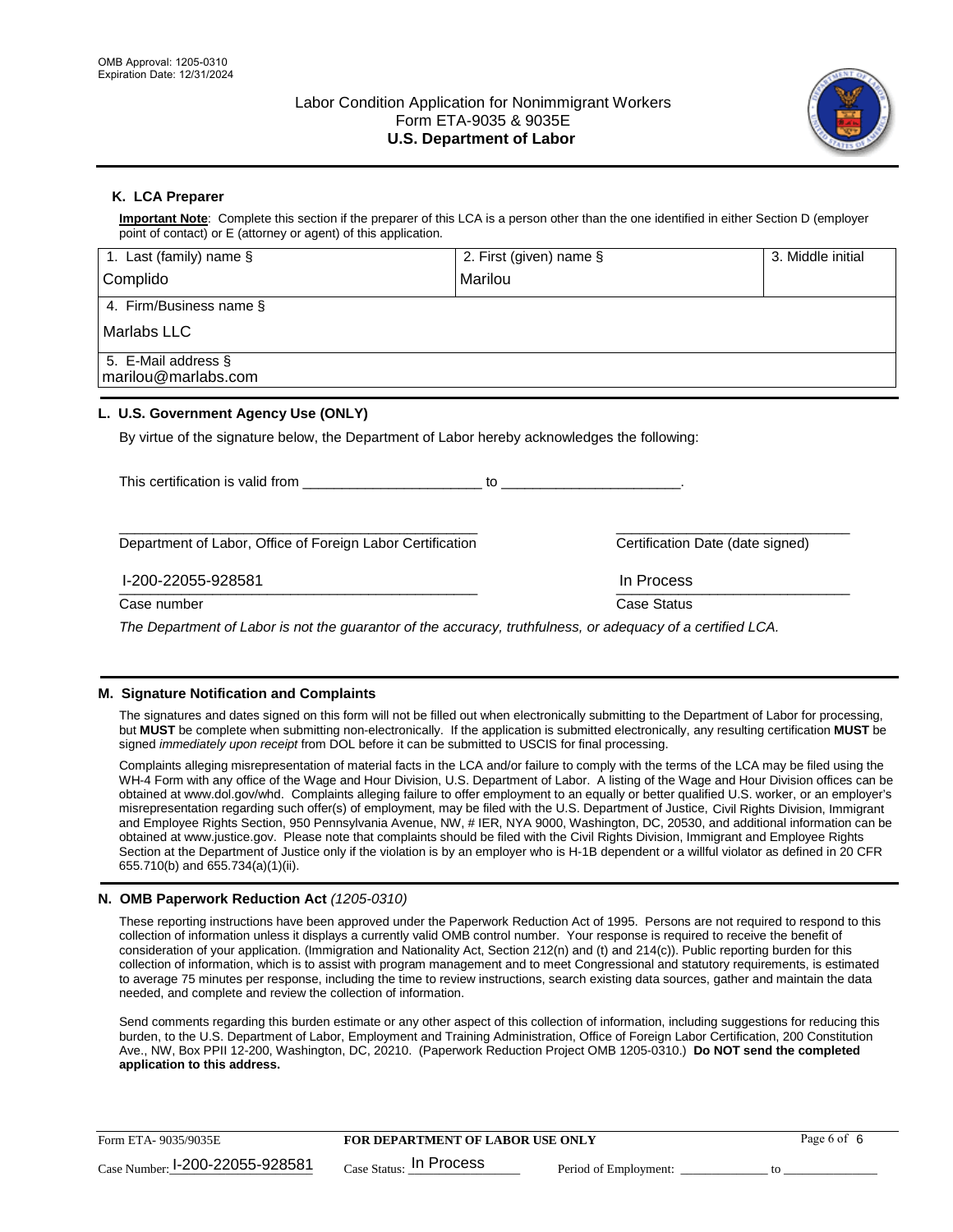OMB Approval: 1205-0310
Expiration Date: 12/31/2024

Labor Condition Application for Nonimmigrant Workers
Form ETA-9035 & 9035E
**U.S. Department of Labor**

## K. LCA Preparer

**Important Note**: Complete this section if the preparer of this LCA is a person other than the one identified in either Section D (employer point of contact) or E (attorney or agent) of this application.

| 1. Last (family) name § | 2. First (given) name § | 3. Middle initial |
|---|---|---|
| Complido | Marilou | |
| 4. Firm/Business name § | | |
| Marlabs LLC | | |
| 5. E-Mail address § | | |
| marilou@marlabs.com | | |

## L. U.S. Government Agency Use (ONLY)

By virtue of the signature below, the Department of Labor hereby acknowledges the following:

This certification is valid from ______________________ to ______________________.

Department of Labor, Office of Foreign Labor Certification

Certification Date (date signed)

I-200-22055-928581

Case number

In Process

Case Status

*The Department of Labor is not the guarantor of the accuracy, truthfulness, or adequacy of a certified LCA.*

## M. Signature Notification and Complaints

The signatures and dates signed on this form will not be filled out when electronically submitting to the Department of Labor for processing, but **MUST** be complete when submitting non-electronically. If the application is submitted electronically, any resulting certification **MUST** be signed *immediately upon receipt* from DOL before it can be submitted to USCIS for final processing.

Complaints alleging misrepresentation of material facts in the LCA and/or failure to comply with the terms of the LCA may be filed using the WH-4 Form with any office of the Wage and Hour Division, U.S. Department of Labor. A listing of the Wage and Hour Division offices can be obtained at www.dol.gov/whd. Complaints alleging failure to offer employment to an equally or better qualified U.S. worker, or an employer's misrepresentation regarding such offer(s) of employment, may be filed with the U.S. Department of Justice, Civil Rights Division, Immigrant and Employee Rights Section, 950 Pennsylvania Avenue, NW, # IER, NYA 9000, Washington, DC, 20530, and additional information can be obtained at www.justice.gov. Please note that complaints should be filed with the Civil Rights Division, Immigrant and Employee Rights Section at the Department of Justice only if the violation is by an employer who is H-1B dependent or a willful violator as defined in 20 CFR 655.710(b) and 655.734(a)(1)(ii).

## N. OMB Paperwork Reduction Act *(1205-0310)*

These reporting instructions have been approved under the Paperwork Reduction Act of 1995. Persons are not required to respond to this collection of information unless it displays a currently valid OMB control number. Your response is required to receive the benefit of consideration of your application. (Immigration and Nationality Act, Section 212(n) and (t) and 214(c)). Public reporting burden for this collection of information, which is to assist with program management and to meet Congressional and statutory requirements, is estimated to average 75 minutes per response, including the time to review instructions, search existing data sources, gather and maintain the data needed, and complete and review the collection of information.

Send comments regarding this burden estimate or any other aspect of this collection of information, including suggestions for reducing this burden, to the U.S. Department of Labor, Employment and Training Administration, Office of Foreign Labor Certification, 200 Constitution Ave., NW, Box PPII 12-200, Washington, DC, 20210. (Paperwork Reduction Project OMB 1205-0310.) **Do NOT send the completed application to this address.**

Form ETA- 9035/9035E | **FOR DEPARTMENT OF LABOR USE ONLY**

Case Number: I-200-22055-928581 Case Status: In Process Period of Employment: ____________ to ______________